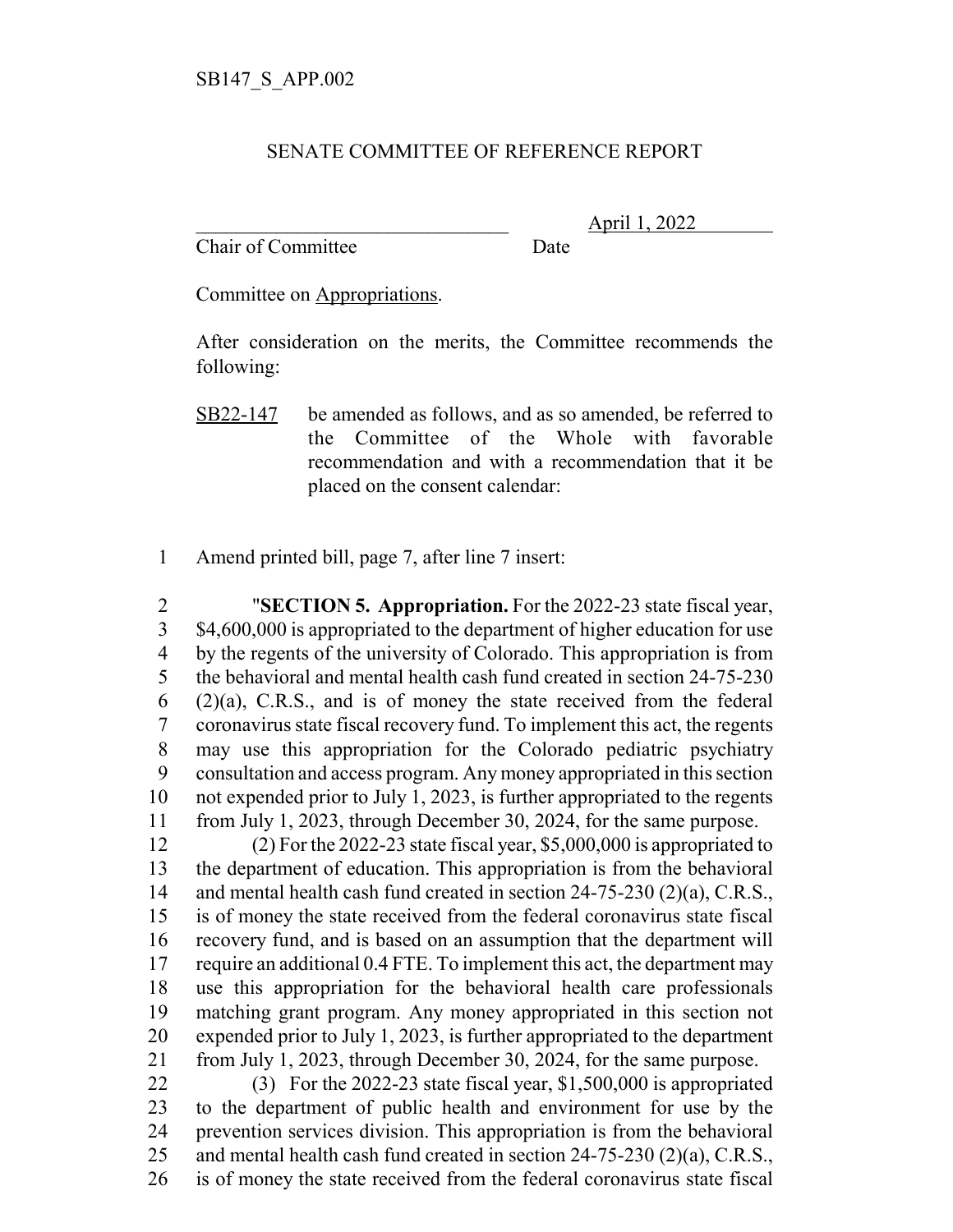SB147_S_APP.002

SENATE COMMITTEE OF REFERENCE REPORT

________________________________ April 1, 2022
Chair of Committee Date

Committee on Appropriations.

After consideration on the merits, the Committee recommends the following:

SB22-147 be amended as follows, and as so amended, be referred to the Committee of the Whole with favorable recommendation and with a recommendation that it be placed on the consent calendar:

1 Amend printed bill, page 7, after line 7 insert:

2 "**SECTION 5. Appropriation.** For the 2022-23 state fiscal year,
3 $4,600,000 is appropriated to the department of higher education for use
4 by the regents of the university of Colorado. This appropriation is from
5 the behavioral and mental health cash fund created in section 24-75-230
6 (2)(a), C.R.S., and is of money the state received from the federal
7 coronavirus state fiscal recovery fund. To implement this act, the regents
8 may use this appropriation for the Colorado pediatric psychiatry
9 consultation and access program. Any money appropriated in this section
10 not expended prior to July 1, 2023, is further appropriated to the regents
11 from July 1, 2023, through December 30, 2024, for the same purpose.
12 (2) For the 2022-23 state fiscal year, $5,000,000 is appropriated to
13 the department of education. This appropriation is from the behavioral
14 and mental health cash fund created in section 24-75-230 (2)(a), C.R.S.,
15 is of money the state received from the federal coronavirus state fiscal
16 recovery fund, and is based on an assumption that the department will
17 require an additional 0.4 FTE. To implement this act, the department may
18 use this appropriation for the behavioral health care professionals
19 matching grant program. Any money appropriated in this section not
20 expended prior to July 1, 2023, is further appropriated to the department
21 from July 1, 2023, through December 30, 2024, for the same purpose.
22 (3) For the 2022-23 state fiscal year, $1,500,000 is appropriated
23 to the department of public health and environment for use by the
24 prevention services division. This appropriation is from the behavioral
25 and mental health cash fund created in section 24-75-230 (2)(a), C.R.S.,
26 is of money the state received from the federal coronavirus state fiscal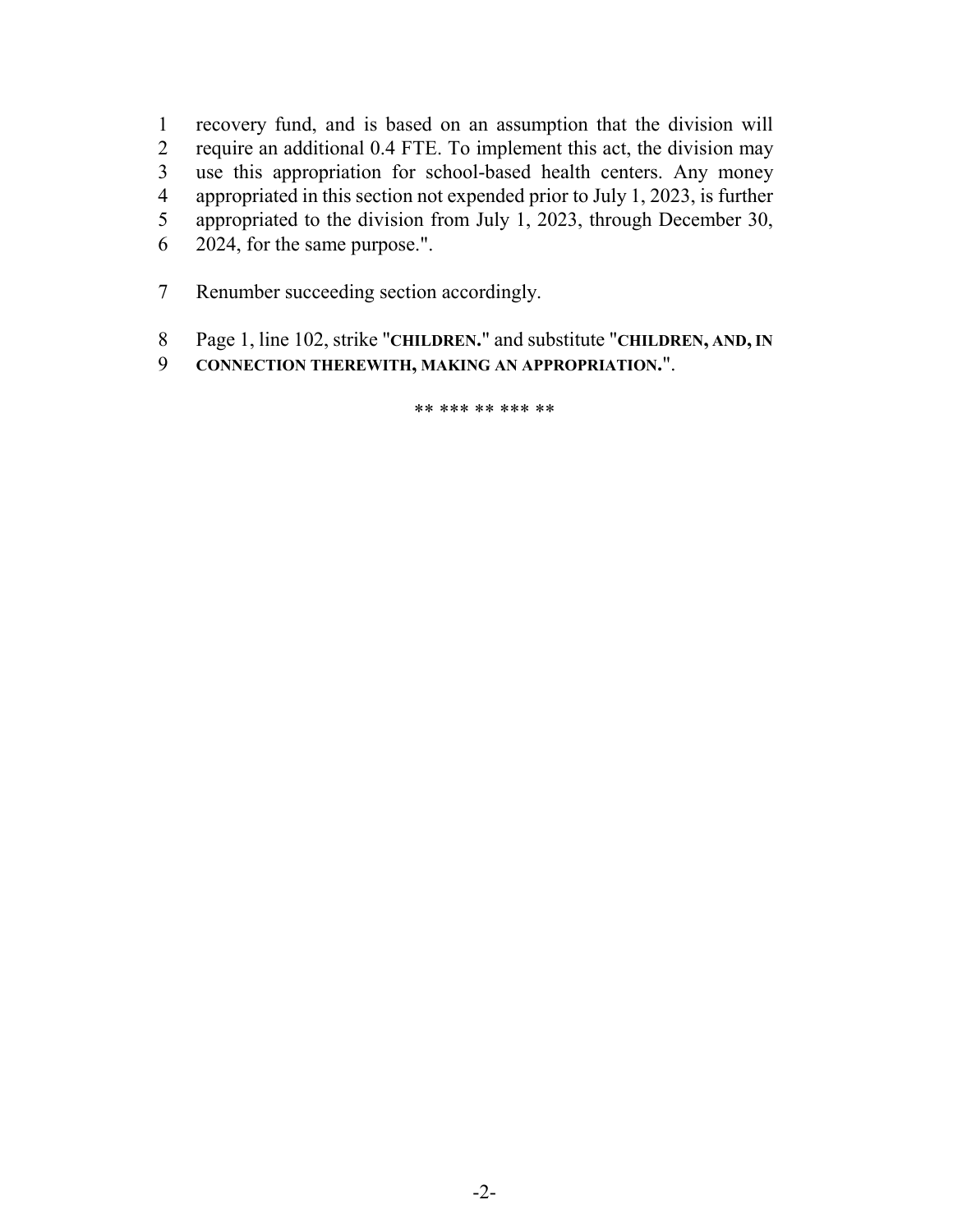recovery fund, and is based on an assumption that the division will require an additional 0.4 FTE. To implement this act, the division may use this appropriation for school-based health centers. Any money appropriated in this section not expended prior to July 1, 2023, is further appropriated to the division from July 1, 2023, through December 30, 2024, for the same purpose.".

Renumber succeeding section accordingly.

Page 1, line 102, strike "**CHILDREN.**" and substitute "**CHILDREN, AND, IN CONNECTION THEREWITH, MAKING AN APPROPRIATION.**".

** *** ** *** **